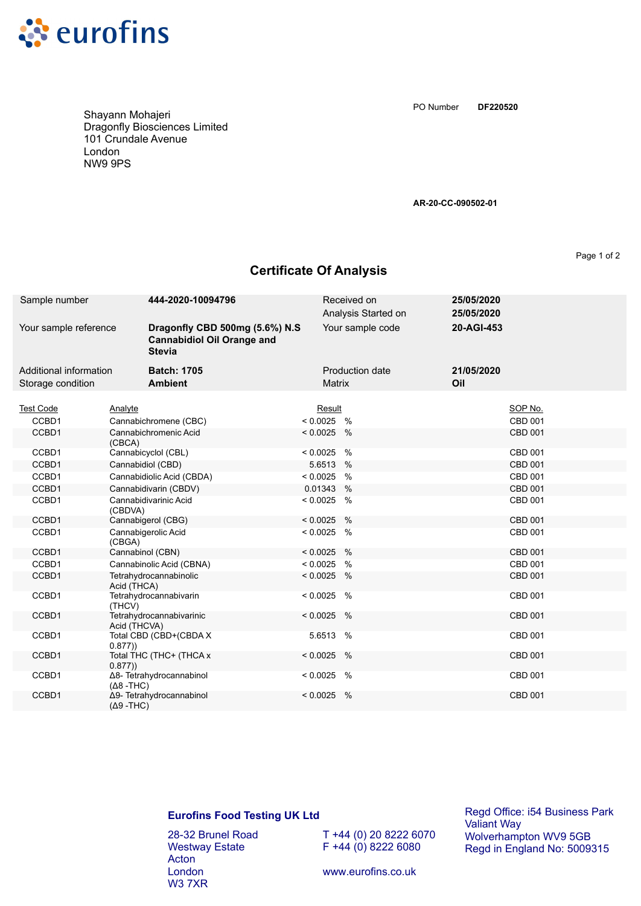Shayann Mohajeri
Dragonfly Biosciences Limited
101 Crundale Avenue
London
NW9 9PS

PO Number **DF220520**

**AR-20-CC-090502-01**

## Certificate Of Analysis

| | | | |
|---|---|---|---|
| Sample number | **444-2020-10094796** | Received on | **25/05/2020** |
| | | Analysis Started on | **25/05/2020** |
| Your sample reference | **Dragonfly CBD 500mg (5.6%) N.S Cannabidiol Oil Orange and Stevia** | Your sample code | **20-AGI-453** |
| Additional information | **Batch: 1705** | Production date | **21/05/2020** |
| Storage condition | **Ambient** | Matrix | **Oil** |

| Test Code | Analyte | Result | | SOP No. |
|---|---|---|---|---|
| CCBD1 | Cannabichromene (CBC) | < 0.0025 | % | CBD 001 |
| CCBD1 | Cannabichromenic Acid (CBCA) | < 0.0025 | % | CBD 001 |
| CCBD1 | Cannabicyclol (CBL) | < 0.0025 | % | CBD 001 |
| CCBD1 | Cannabidiol (CBD) | 5.6513 | % | CBD 001 |
| CCBD1 | Cannabidiolic Acid (CBDA) | < 0.0025 | % | CBD 001 |
| CCBD1 | Cannabidivarin (CBDV) | 0.01343 | % | CBD 001 |
| CCBD1 | Cannabidivarinic Acid (CBDVA) | < 0.0025 | % | CBD 001 |
| CCBD1 | Cannabigerol (CBG) | < 0.0025 | % | CBD 001 |
| CCBD1 | Cannabigerolic Acid (CBGA) | < 0.0025 | % | CBD 001 |
| CCBD1 | Cannabinol (CBN) | < 0.0025 | % | CBD 001 |
| CCBD1 | Cannabinolic Acid (CBNA) | < 0.0025 | % | CBD 001 |
| CCBD1 | Tetrahydrocannabinolic Acid (THCA) | < 0.0025 | % | CBD 001 |
| CCBD1 | Tetrahydrocannabivarin (THCV) | < 0.0025 | % | CBD 001 |
| CCBD1 | Tetrahydrocannabivarinic Acid (THCVA) | < 0.0025 | % | CBD 001 |
| CCBD1 | Total CBD (CBD+(CBDA X 0.877)) | 5.6513 | % | CBD 001 |
| CCBD1 | Total THC (THC+ (THCA x 0.877)) | < 0.0025 | % | CBD 001 |
| CCBD1 | Δ8- Tetrahydrocannabinol (Δ8 -THC) | < 0.0025 | % | CBD 001 |
| CCBD1 | Δ9- Tetrahydrocannabinol (Δ9 -THC) | < 0.0025 | % | CBD 001 |

**Eurofins Food Testing UK Ltd**

28-32 Brunel Road
Westway Estate
Acton
London
W3 7XR

T +44 (0) 20 8222 6070
F +44 (0) 8222 6080

www.eurofins.co.uk

Regd Office: i54 Business Park
Valiant Way
Wolverhampton WV9 5GB
Regd in England No: 5009315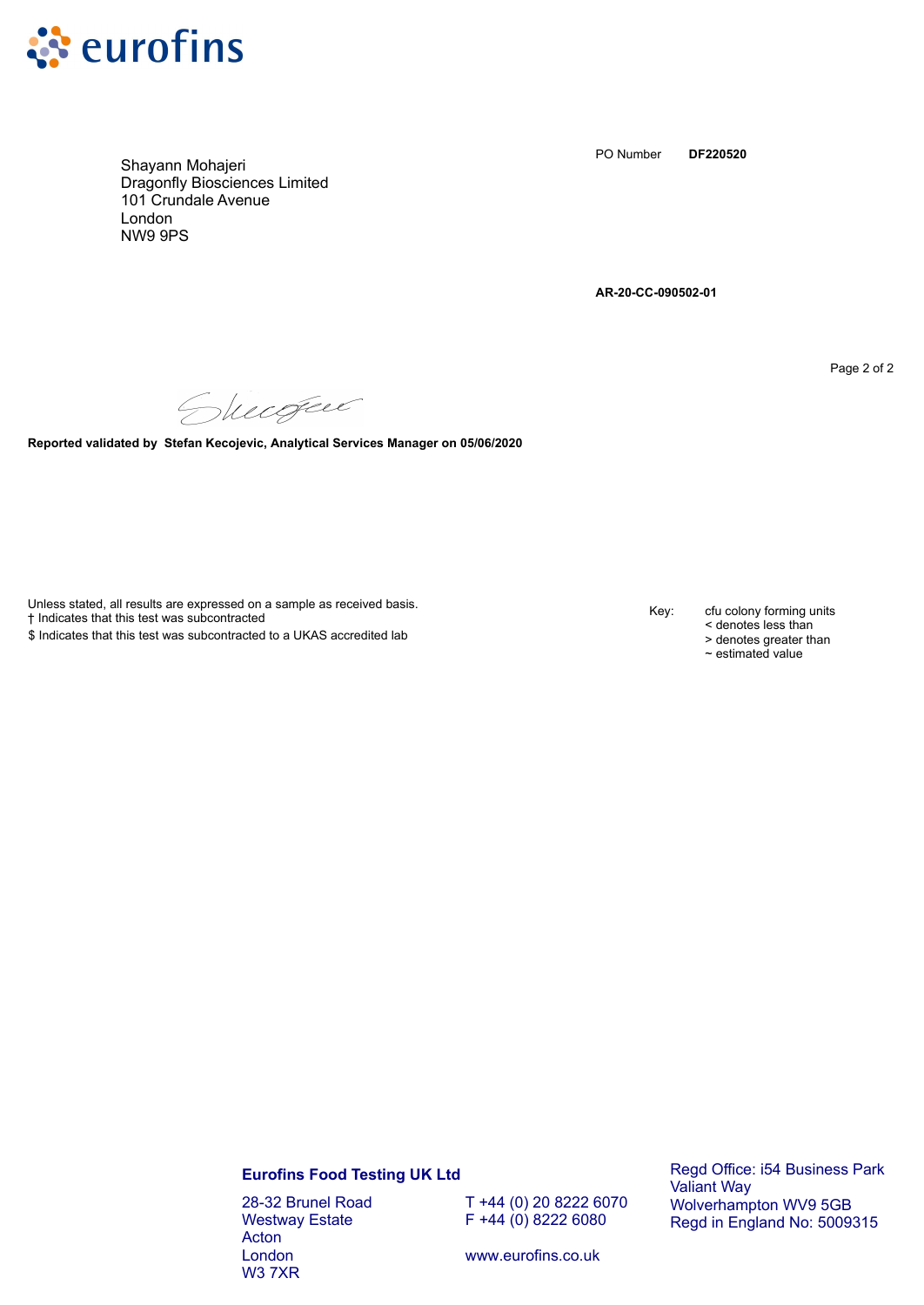Shayann Mohajeri
Dragonfly Biosciences Limited
101 Crundale Avenue
London
NW9 9PS

PO Number **DF220520**

**AR-20-CC-090502-01**

**Reported validated by Stefan Kecojevic, Analytical Services Manager on 05/06/2020**

Unless stated, all results are expressed on a sample as received basis.
† Indicates that this test was subcontracted
$ Indicates that this test was subcontracted to a UKAS accredited lab

Key:
cfu colony forming units
< denotes less than
> denotes greater than
~ estimated value

**Eurofins Food Testing UK Ltd**

28-32 Brunel Road
Westway Estate
Acton
London
W3 7XR

T +44 (0) 20 8222 6070
F +44 (0) 8222 6080

www.eurofins.co.uk

Regd Office: i54 Business Park
Valiant Way
Wolverhampton WV9 5GB
Regd in England No: 5009315